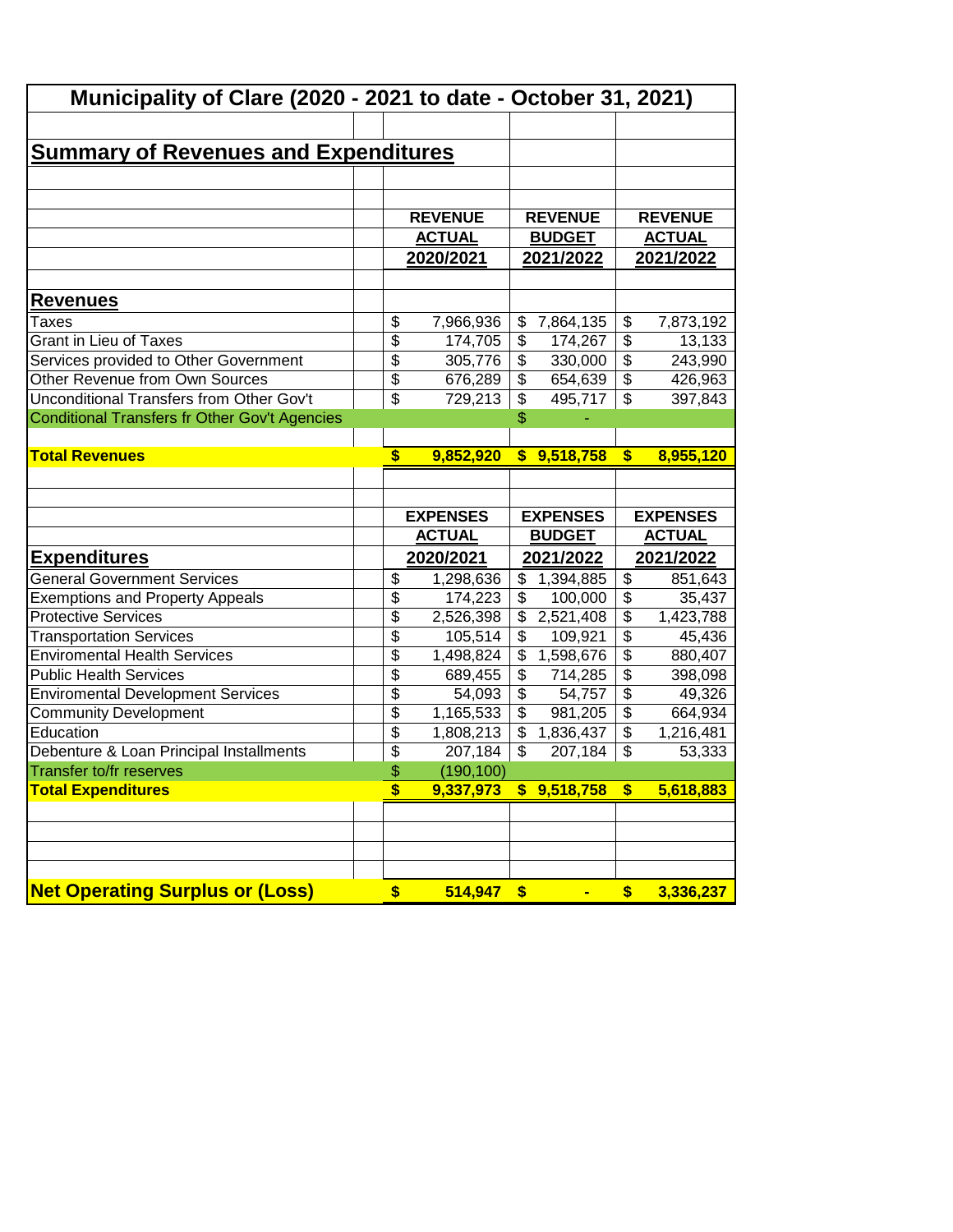# Municipality of Clare (2020 - 2021 to date - October 31, 2021)

## Summary of Revenues and Expenditures

| | REVENUE ACTUAL 2020/2021 | REVENUE BUDGET 2021/2022 | REVENUE ACTUAL 2021/2022 |
|---|---|---|---|
| **Revenues** | | | |
| Taxes | $ 7,966,936 | $ 7,864,135 | $ 7,873,192 |
| Grant in Lieu of Taxes | $ 174,705 | $ 174,267 | $ 13,133 |
| Services provided to Other Government | $ 305,776 | $ 330,000 | $ 243,990 |
| Other Revenue from Own Sources | $ 676,289 | $ 654,639 | $ 426,963 |
| Unconditional Transfers from Other Gov't | $ 729,213 | $ 495,717 | $ 397,843 |
| Conditional Transfers fr Other Gov't Agencies | | $ - | |
| **Total Revenues** | **$ 9,852,920** | **$ 9,518,758** | **$ 8,955,120** |

| | EXPENSES ACTUAL 2020/2021 | EXPENSES BUDGET 2021/2022 | EXPENSES ACTUAL 2021/2022 |
|---|---|---|---|
| **Expenditures** | | | |
| General Government Services | $ 1,298,636 | $ 1,394,885 | $ 851,643 |
| Exemptions and Property Appeals | $ 174,223 | $ 100,000 | $ 35,437 |
| Protective Services | $ 2,526,398 | $ 2,521,408 | $ 1,423,788 |
| Transportation Services | $ 105,514 | $ 109,921 | $ 45,436 |
| Enviromental Health Services | $ 1,498,824 | $ 1,598,676 | $ 880,407 |
| Public Health Services | $ 689,455 | $ 714,285 | $ 398,098 |
| Enviromental Development Services | $ 54,093 | $ 54,757 | $ 49,326 |
| Community Development | $ 1,165,533 | $ 981,205 | $ 664,934 |
| Education | $ 1,808,213 | $ 1,836,437 | $ 1,216,481 |
| Debenture & Loan Principal Installments | $ 207,184 | $ 207,184 | $ 53,333 |
| Transfer to/fr reserves | $ (190,100) | | |
| **Total Expenditures** | **$ 9,337,973** | **$ 9,518,758** | **$ 5,618,883** |
| | | | |
| **Net Operating Surplus or (Loss)** | **$ 514,947** | **$ -** | **$ 3,336,237** |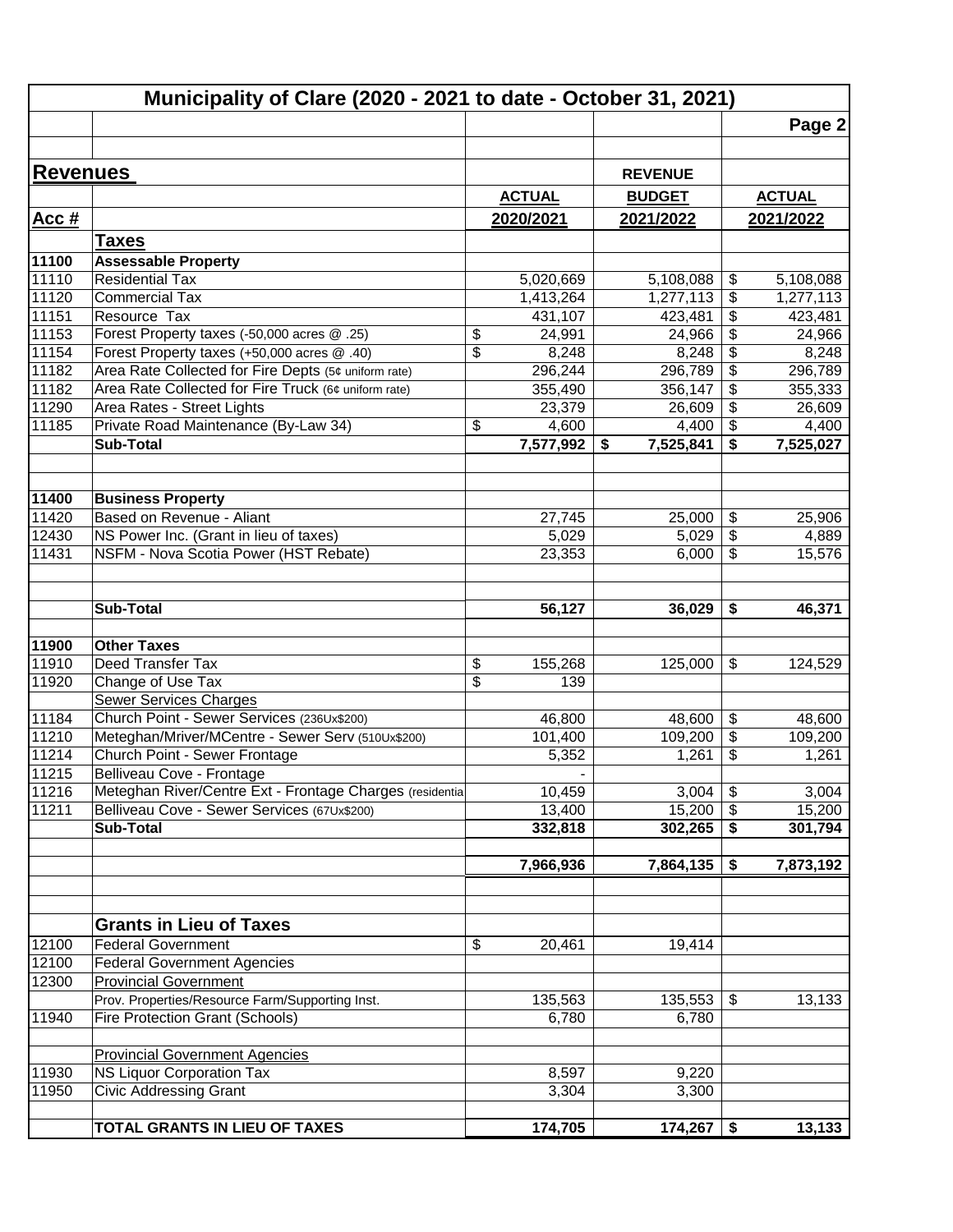## Municipality of Clare (2020 - 2021 to date - October 31, 2021)

Page 2

| Acc # | Revenues | ACTUAL 2020/2021 | REVENUE BUDGET 2021/2022 | ACTUAL 2021/2022 |
|---|---|---|---|---|
| | **Taxes** | | | |
| 11100 | **Assessable Property** | | | |
| 11110 | Residential Tax | 5,020,669 | 5,108,088 | $ 5,108,088 |
| 11120 | Commercial Tax | 1,413,264 | 1,277,113 | $ 1,277,113 |
| 11151 | Resource Tax | 431,107 | 423,481 | $ 423,481 |
| 11153 | Forest Property taxes (-50,000 acres @ .25) | $ 24,991 | 24,966 | $ 24,966 |
| 11154 | Forest Property taxes (+50,000 acres @ .40) | $ 8,248 | 8,248 | $ 8,248 |
| 11182 | Area Rate Collected for Fire Depts (5¢ uniform rate) | 296,244 | 296,789 | $ 296,789 |
| 11182 | Area Rate Collected for Fire Truck (6¢ uniform rate) | 355,490 | 356,147 | $ 355,333 |
| 11290 | Area Rates - Street Lights | 23,379 | 26,609 | $ 26,609 |
| 11185 | Private Road Maintenance (By-Law 34) | $ 4,600 | 4,400 | $ 4,400 |
| | **Sub-Total** | **7,577,992** | **$ 7,525,841** | **$ 7,525,027** |
| | | | | |
| 11400 | **Business Property** | | | |
| 11420 | Based on Revenue - Aliant | 27,745 | 25,000 | $ 25,906 |
| 12430 | NS Power Inc. (Grant in lieu of taxes) | 5,029 | 5,029 | $ 4,889 |
| 11431 | NSFM - Nova Scotia Power (HST Rebate) | 23,353 | 6,000 | $ 15,576 |
| | **Sub-Total** | **56,127** | **36,029** | **$ 46,371** |
| | | | | |
| 11900 | **Other Taxes** | | | |
| 11910 | Deed Transfer Tax | $ 155,268 | 125,000 | $ 124,529 |
| 11920 | Change of Use Tax | $ 139 | | |
| | Sewer Services Charges | | | |
| 11184 | Church Point - Sewer Services (236Ux$200) | 46,800 | 48,600 | $ 48,600 |
| 11210 | Meteghan/Mriver/MCentre - Sewer Serv (510Ux$200) | 101,400 | 109,200 | $ 109,200 |
| 11214 | Church Point - Sewer Frontage | 5,352 | 1,261 | $ 1,261 |
| 11215 | Belliveau Cove - Frontage | - | | |
| 11216 | Meteghan River/Centre Ext - Frontage Charges (residentia | 10,459 | 3,004 | $ 3,004 |
| 11211 | Belliveau Cove - Sewer Services (67Ux$200) | 13,400 | 15,200 | $ 15,200 |
| | **Sub-Total** | **332,818** | **302,265** | **$ 301,794** |
| | | | | |
| | | **7,966,936** | **7,864,135** | **$ 7,873,192** |
| | | | | |
| | **Grants in Lieu of Taxes** | | | |
| 12100 | Federal Government | $ 20,461 | 19,414 | |
| 12100 | Federal Government Agencies | | | |
| 12300 | Provincial Government | | | |
| | Prov. Properties/Resource Farm/Supporting Inst. | 135,563 | 135,553 | $ 13,133 |
| 11940 | Fire Protection Grant (Schools) | 6,780 | 6,780 | |
| | Provincial Government Agencies | | | |
| 11930 | NS Liquor Corporation Tax | 8,597 | 9,220 | |
| 11950 | Civic Addressing Grant | 3,304 | 3,300 | |
| | **TOTAL GRANTS IN LIEU OF TAXES** | **174,705** | **174,267** | **$ 13,133** |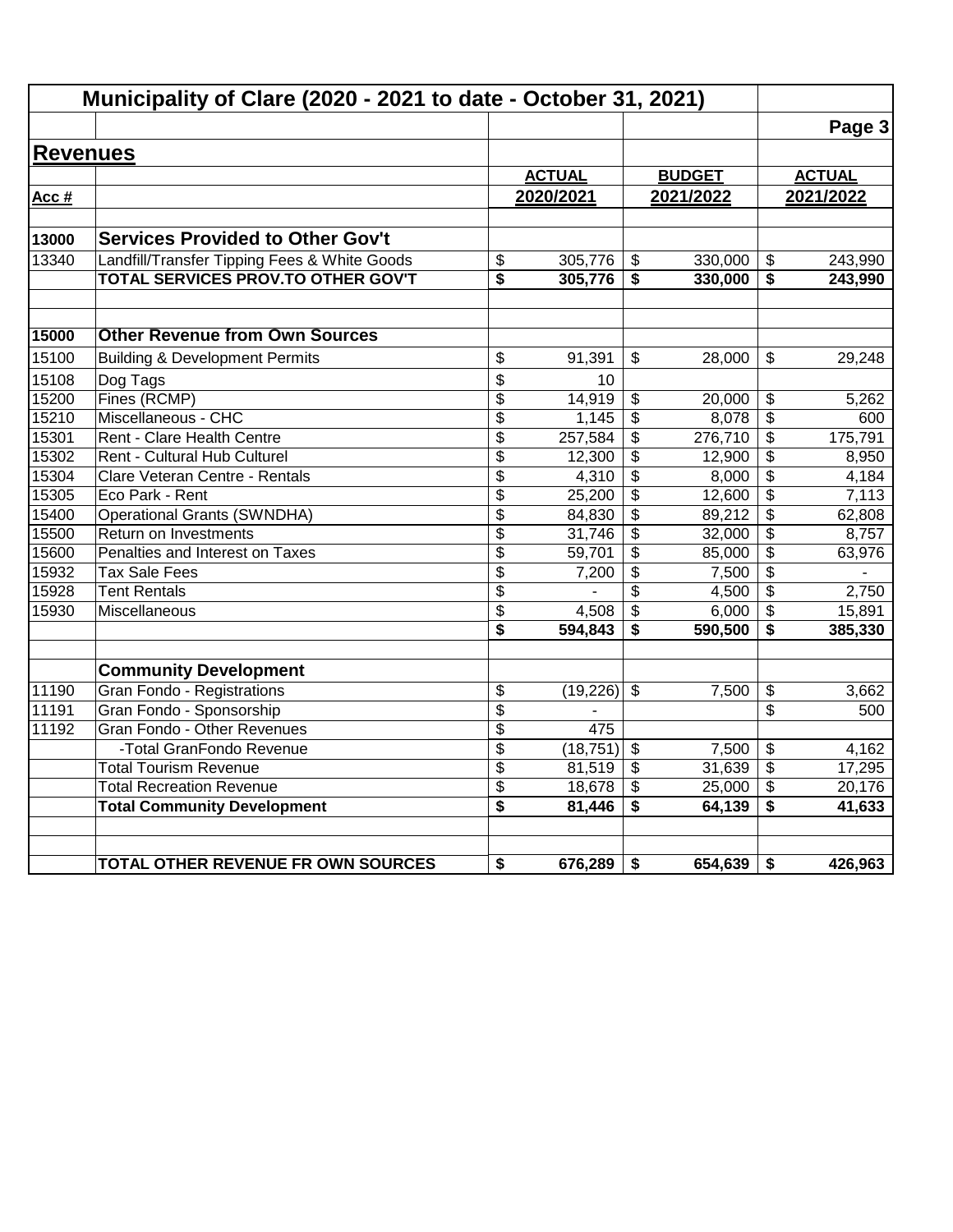# Municipality of Clare (2020 - 2021 to date - October 31, 2021)

## Revenues

| Acc # | | ACTUAL 2020/2021 | BUDGET 2021/2022 | ACTUAL 2021/2022 |
|---|---|---|---|---|
| **13000** | **Services Provided to Other Gov't** | | | |
| 13340 | Landfill/Transfer Tipping Fees & White Goods | $ 305,776 | $ 330,000 | $ 243,990 |
| | **TOTAL SERVICES PROV.TO OTHER GOV'T** | **$ 305,776** | **$ 330,000** | **$ 243,990** |
| | | | | |
| **15000** | **Other Revenue from Own Sources** | | | |
| 15100 | Building & Development Permits | $ 91,391 | $ 28,000 | $ 29,248 |
| 15108 | Dog Tags | $ 10 | | |
| 15200 | Fines (RCMP) | $ 14,919 | $ 20,000 | $ 5,262 |
| 15210 | Miscellaneous - CHC | $ 1,145 | $ 8,078 | $ 600 |
| 15301 | Rent - Clare Health Centre | $ 257,584 | $ 276,710 | $ 175,791 |
| 15302 | Rent - Cultural Hub Culturel | $ 12,300 | $ 12,900 | $ 8,950 |
| 15304 | Clare Veteran Centre - Rentals | $ 4,310 | $ 8,000 | $ 4,184 |
| 15305 | Eco Park - Rent | $ 25,200 | $ 12,600 | $ 7,113 |
| 15400 | Operational Grants (SWNDHA) | $ 84,830 | $ 89,212 | $ 62,808 |
| 15500 | Return on Investments | $ 31,746 | $ 32,000 | $ 8,757 |
| 15600 | Penalties and Interest on Taxes | $ 59,701 | $ 85,000 | $ 63,976 |
| 15932 | Tax Sale Fees | $ 7,200 | $ 7,500 | $ - |
| 15928 | Tent Rentals | $ - | $ 4,500 | $ 2,750 |
| 15930 | Miscellaneous | $ 4,508 | $ 6,000 | $ 15,891 |
| | | **$ 594,843** | **$ 590,500** | **$ 385,330** |
| | | | | |
| | **Community Development** | | | |
| 11190 | Gran Fondo - Registrations | $ (19,226) | $ 7,500 | $ 3,662 |
| 11191 | Gran Fondo - Sponsorship | $ - | | $ 500 |
| 11192 | Gran Fondo - Other Revenues | $ 475 | | |
| | -Total GranFondo Revenue | $ (18,751) | $ 7,500 | $ 4,162 |
| | Total Tourism Revenue | $ 81,519 | $ 31,639 | $ 17,295 |
| | Total Recreation Revenue | $ 18,678 | $ 25,000 | $ 20,176 |
| | **Total Community Development** | **$ 81,446** | **$ 64,139** | **$ 41,633** |
| | | | | |
| | **TOTAL OTHER REVENUE FR OWN SOURCES** | **$ 676,289** | **$ 654,639** | **$ 426,963** |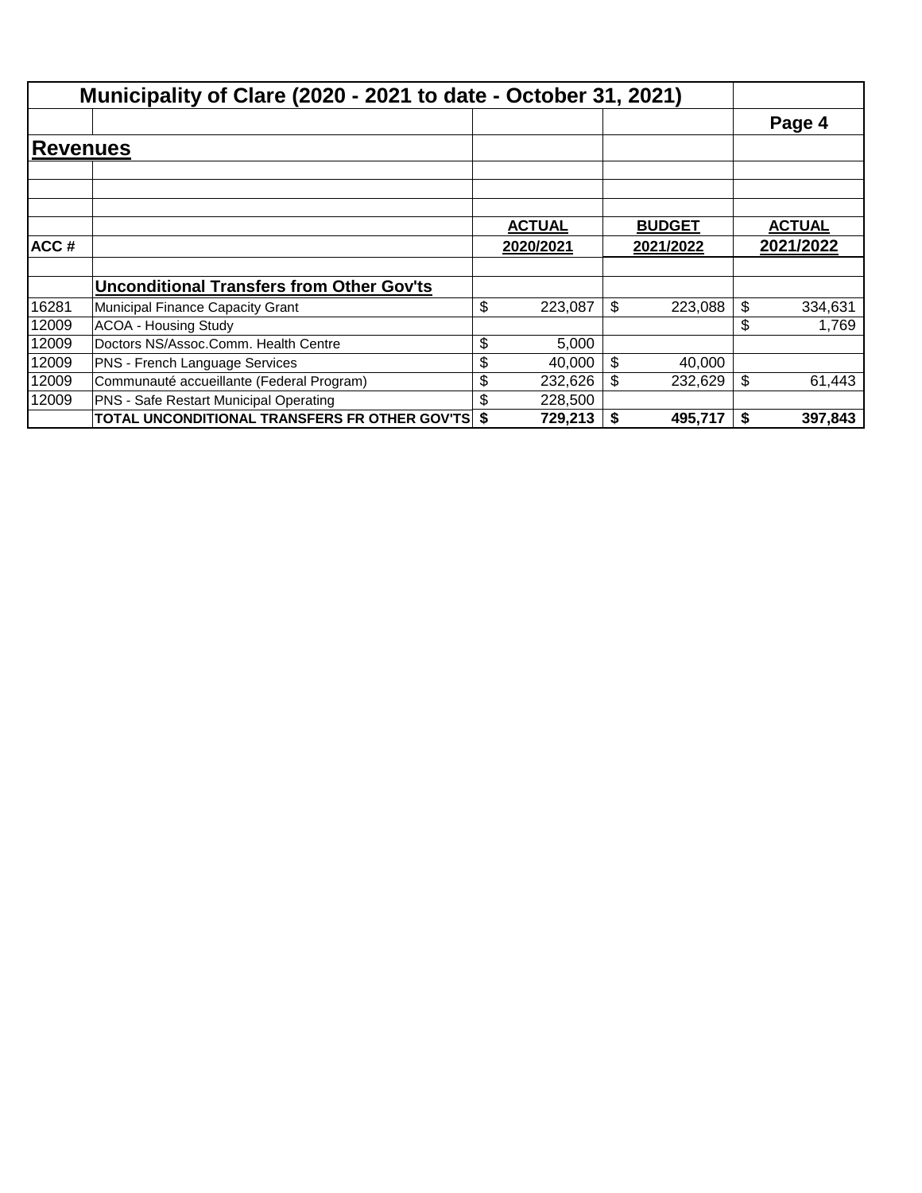# Municipality of Clare (2020 - 2021 to date - October 31, 2021)

## Revenues

| ACC # | | ACTUAL 2020/2021 | BUDGET 2021/2022 | ACTUAL 2021/2022 |
|---|---|---|---|---|
| | **Unconditional Transfers from Other Gov'ts** | | | |
| 16281 | Municipal Finance Capacity Grant | $ 223,087 | $ 223,088 | $ 334,631 |
| 12009 | ACOA - Housing Study | | | $ 1,769 |
| 12009 | Doctors NS/Assoc.Comm. Health Centre | $ 5,000 | | |
| 12009 | PNS - French Language Services | $ 40,000 | $ 40,000 | |
| 12009 | Communauté accueillante (Federal Program) | $ 232,626 | $ 232,629 | $ 61,443 |
| 12009 | PNS - Safe Restart Municipal Operating | $ 228,500 | | |
| | **TOTAL UNCONDITIONAL TRANSFERS FR OTHER GOV'TS** | **$ 729,213** | **$ 495,717** | **$ 397,843** |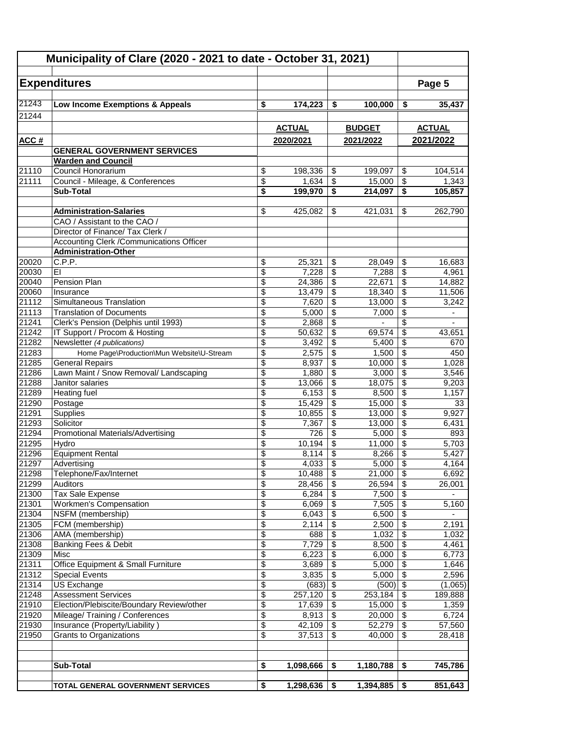# Municipality of Clare (2020 - 2021 to date - October 31, 2021)

## Expenditures

Page 5

| ACC # | | ACTUAL 2020/2021 | BUDGET 2021/2022 | ACTUAL 2021/2022 |
|---|---|---|---|---|
| 21243 | **Low Income Exemptions & Appeals** | **$ 174,223** | **$ 100,000** | **$ 35,437** |
| 21244 | | | | |
| | **GENERAL GOVERNMENT SERVICES** | | | |
| | **Warden and Council** | | | |
| 21110 | Council Honorarium | $ 198,336 | $ 199,097 | $ 104,514 |
| 21111 | Council - Mileage, & Conferences | $ 1,634 | $ 15,000 | $ 1,343 |
| | **Sub-Total** | **$ 199,970** | **$ 214,097** | **$ 105,857** |
| | | | | |
| | **Administration-Salaries** | $ 425,082 | $ 421,031 | $ 262,790 |
| | CAO / Assistant to the CAO / | | | |
| | Director of Finance/ Tax Clerk / | | | |
| | Accounting Clerk /Communications Officer | | | |
| | **Administration-Other** | | | |
| 20020 | C.P.P. | $ 25,321 | $ 28,049 | $ 16,683 |
| 20030 | EI | $ 7,228 | $ 7,288 | $ 4,961 |
| 20040 | Pension Plan | $ 24,386 | $ 22,671 | $ 14,882 |
| 20060 | Insurance | $ 13,479 | $ 18,340 | $ 11,506 |
| 21112 | Simultaneous Translation | $ 7,620 | $ 13,000 | $ 3,242 |
| 21113 | Translation of Documents | $ 5,000 | $ 7,000 | $ - |
| 21241 | Clerk's Pension (Delphis until 1993) | $ 2,868 | $ - | $ - |
| 21242 | IT Support / Procom & Hosting | $ 50,632 | $ 69,574 | $ 43,651 |
| 21282 | Newsletter *(4 publications)* | $ 3,492 | $ 5,400 | $ 670 |
| 21283 | Home Page\Production\Mun Website\U-Stream | $ 2,575 | $ 1,500 | $ 450 |
| 21285 | General Repairs | $ 8,937 | $ 10,000 | $ 1,028 |
| 21286 | Lawn Maint / Snow Removal/ Landscaping | $ 1,880 | $ 3,000 | $ 3,546 |
| 21288 | Janitor salaries | $ 13,066 | $ 18,075 | $ 9,203 |
| 21289 | Heating fuel | $ 6,153 | $ 8,500 | $ 1,157 |
| 21290 | Postage | $ 15,429 | $ 15,000 | $ 33 |
| 21291 | Supplies | $ 10,855 | $ 13,000 | $ 9,927 |
| 21293 | Solicitor | $ 7,367 | $ 13,000 | $ 6,431 |
| 21294 | Promotional Materials/Advertising | $ 726 | $ 5,000 | $ 893 |
| 21295 | Hydro | $ 10,194 | $ 11,000 | $ 5,703 |
| 21296 | Equipment Rental | $ 8,114 | $ 8,266 | $ 5,427 |
| 21297 | Advertising | $ 4,033 | $ 5,000 | $ 4,164 |
| 21298 | Telephone/Fax/Internet | $ 10,488 | $ 21,000 | $ 6,692 |
| 21299 | Auditors | $ 28,456 | $ 26,594 | $ 26,001 |
| 21300 | Tax Sale Expense | $ 6,284 | $ 7,500 | $ - |
| 21301 | Workmen's Compensation | $ 6,069 | $ 7,505 | $ 5,160 |
| 21304 | NSFM (membership) | $ 6,043 | $ 6,500 | $ - |
| 21305 | FCM (membership) | $ 2,114 | $ 2,500 | $ 2,191 |
| 21306 | AMA (membership) | $ 688 | $ 1,032 | $ 1,032 |
| 21308 | Banking Fees & Debit | $ 7,729 | $ 8,500 | $ 4,461 |
| 21309 | Misc | $ 6,223 | $ 6,000 | $ 6,773 |
| 21311 | Office Equipment & Small Furniture | $ 3,689 | $ 5,000 | $ 1,646 |
| 21312 | Special Events | $ 3,835 | $ 5,000 | $ 2,596 |
| 21314 | US Exchange | $ (683) | $ (500) | $ (1,065) |
| 21248 | Assessment Services | $ 257,120 | $ 253,184 | $ 189,888 |
| 21910 | Election/Plebiscite/Boundary Review/other | $ 17,639 | $ 15,000 | $ 1,359 |
| 21920 | Mileage/ Training / Conferences | $ 8,913 | $ 20,000 | $ 6,724 |
| 21930 | Insurance (Property/Liability ) | $ 42,109 | $ 52,279 | $ 57,560 |
| 21950 | Grants to Organizations | $ 37,513 | $ 40,000 | $ 28,418 |
| | | | | |
| | **Sub-Total** | **$ 1,098,666** | **$ 1,180,788** | **$ 745,786** |
| | | | | |
| | **TOTAL GENERAL GOVERNMENT SERVICES** | **$ 1,298,636** | **$ 1,394,885** | **$ 851,643** |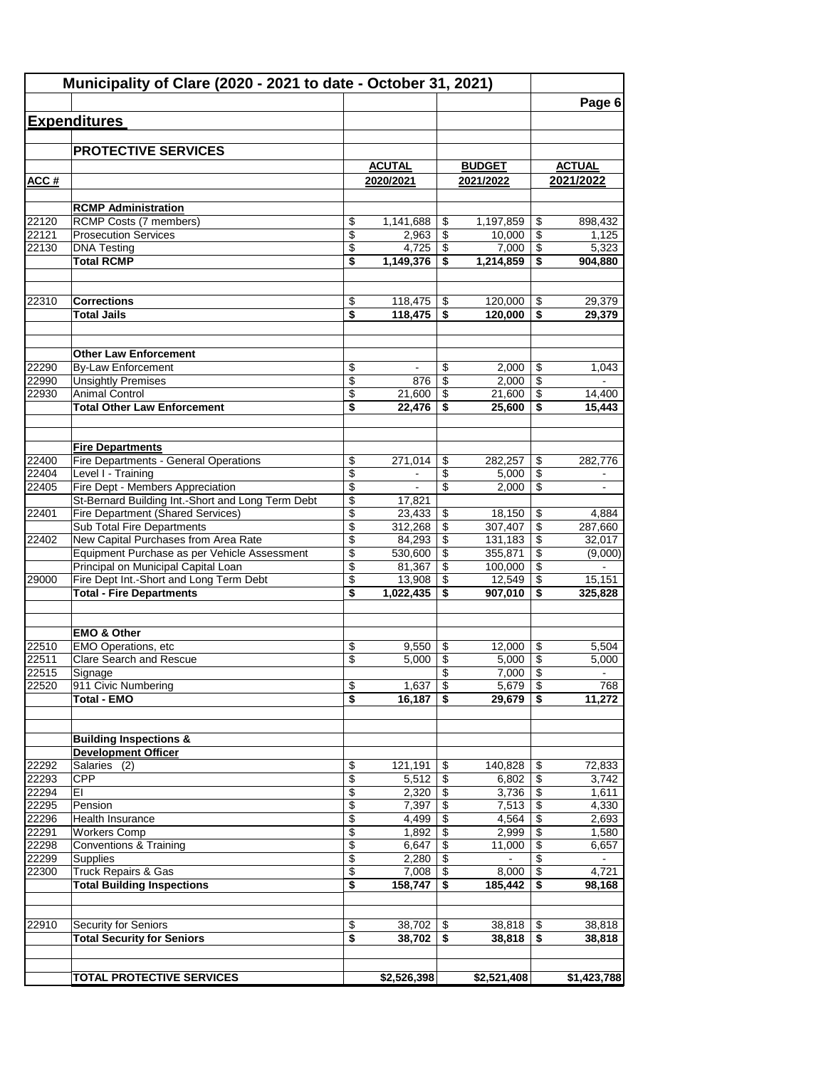## Municipality of Clare (2020 - 2021 to date - October 31, 2021)

## Expenditures

### PROTECTIVE SERVICES

| ACC # | | ACUTAL 2020/2021 | BUDGET 2021/2022 | ACTUAL 2021/2022 |
|---|---|---|---|---|
| | **RCMP Administration** | | | |
| 22120 | RCMP Costs (7 members) | $ 1,141,688 | $ 1,197,859 | $ 898,432 |
| 22121 | Prosecution Services | $ 2,963 | $ 10,000 | $ 1,125 |
| 22130 | DNA Testing | $ 4,725 | $ 7,000 | $ 5,323 |
| | **Total RCMP** | **$ 1,149,376** | **$ 1,214,859** | **$ 904,880** |
| | | | | |
| 22310 | **Corrections** | $ 118,475 | $ 120,000 | $ 29,379 |
| | **Total Jails** | **$ 118,475** | **$ 120,000** | **$ 29,379** |
| | | | | |
| | **Other Law Enforcement** | | | |
| 22290 | By-Law Enforcement | $ - | $ 2,000 | $ 1,043 |
| 22990 | Unsightly Premises | $ 876 | $ 2,000 | $ - |
| 22930 | Animal Control | $ 21,600 | $ 21,600 | $ 14,400 |
| | **Total Other Law Enforcement** | **$ 22,476** | **$ 25,600** | **$ 15,443** |
| | | | | |
| | **Fire Departments** | | | |
| 22400 | Fire Departments - General Operations | $ 271,014 | $ 282,257 | $ 282,776 |
| 22404 | Level I - Training | $ - | $ 5,000 | $ - |
| 22405 | Fire Dept - Members Appreciation | $ - | $ 2,000 | $ - |
| | St-Bernard Building Int.-Short and Long Term Debt | $ 17,821 | | |
| 22401 | Fire Department (Shared Services) | $ 23,433 | $ 18,150 | $ 4,884 |
| | Sub Total Fire Departments | $ 312,268 | $ 307,407 | $ 287,660 |
| 22402 | New Capital Purchases from Area Rate | $ 84,293 | $ 131,183 | $ 32,017 |
| | Equipment Purchase as per Vehicle Assessment | $ 530,600 | $ 355,871 | $ (9,000) |
| | Principal on Municipal Capital Loan | $ 81,367 | $ 100,000 | $ - |
| 29000 | Fire Dept Int.-Short and Long Term Debt | $ 13,908 | $ 12,549 | $ 15,151 |
| | **Total - Fire Departments** | **$ 1,022,435** | **$ 907,010** | **$ 325,828** |
| | | | | |
| | **EMO & Other** | | | |
| 22510 | EMO Operations, etc | $ 9,550 | $ 12,000 | $ 5,504 |
| 22511 | Clare Search and Rescue | $ 5,000 | $ 5,000 | $ 5,000 |
| 22515 | Signage | | $ 7,000 | $ - |
| 22520 | 911 Civic Numbering | $ 1,637 | $ 5,679 | $ 768 |
| | **Total - EMO** | **$ 16,187** | **$ 29,679** | **$ 11,272** |
| | | | | |
| | **Building Inspections & Development Officer** | | | |
| 22292 | Salaries (2) | $ 121,191 | $ 140,828 | $ 72,833 |
| 22293 | CPP | $ 5,512 | $ 6,802 | $ 3,742 |
| 22294 | EI | $ 2,320 | $ 3,736 | $ 1,611 |
| 22295 | Pension | $ 7,397 | $ 7,513 | $ 4,330 |
| 22296 | Health Insurance | $ 4,499 | $ 4,564 | $ 2,693 |
| 22291 | Workers Comp | $ 1,892 | $ 2,999 | $ 1,580 |
| 22298 | Conventions & Training | $ 6,647 | $ 11,000 | $ 6,657 |
| 22299 | Supplies | $ 2,280 | $ - | $ - |
| 22300 | Truck Repairs & Gas | $ 7,008 | $ 8,000 | $ 4,721 |
| | **Total Building Inspections** | **$ 158,747** | **$ 185,442** | **$ 98,168** |
| | | | | |
| 22910 | Security for Seniors | $ 38,702 | $ 38,818 | $ 38,818 |
| | **Total Security for Seniors** | **$ 38,702** | **$ 38,818** | **$ 38,818** |
| | | | | |
| | **TOTAL PROTECTIVE SERVICES** | **$2,526,398** | **$2,521,408** | **$1,423,788** |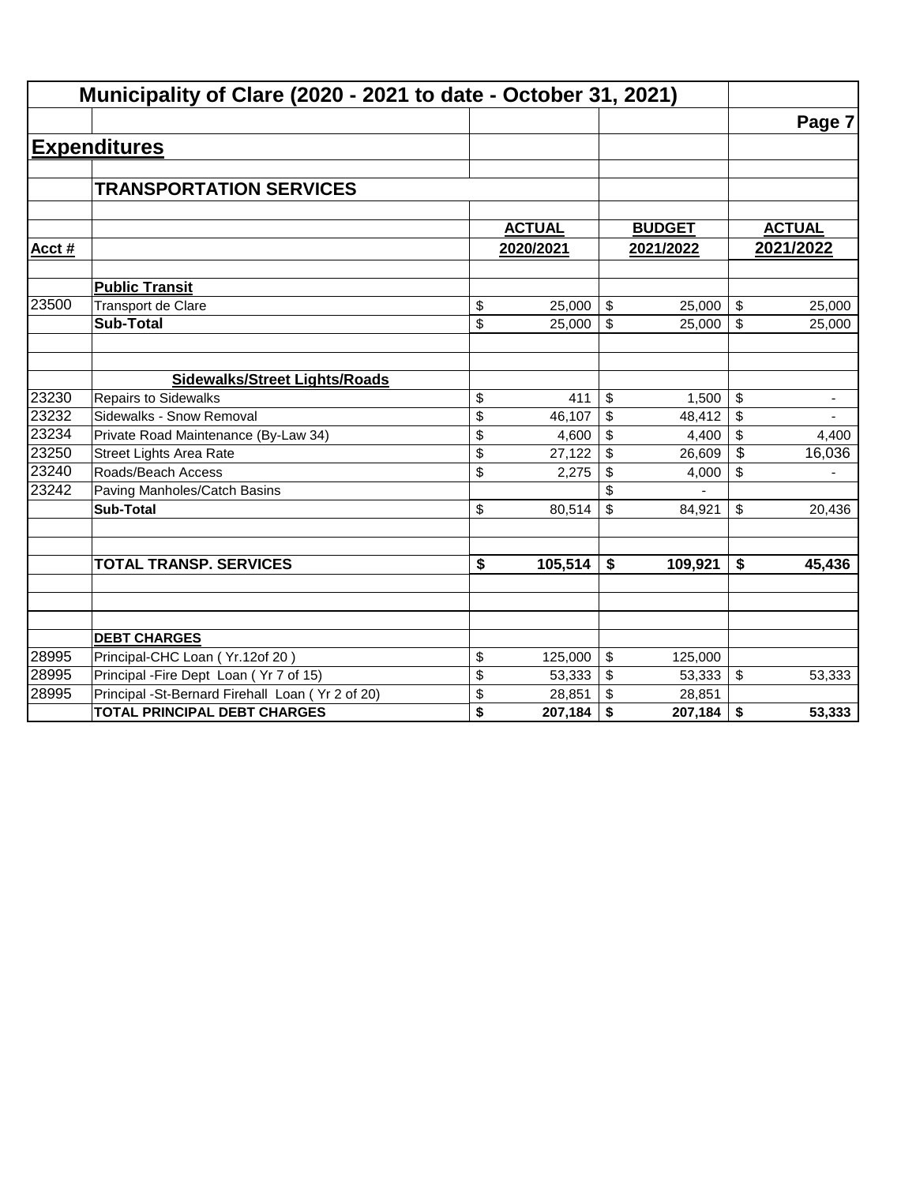# Municipality of Clare (2020 - 2021 to date - October 31, 2021)

## Expenditures

### TRANSPORTATION SERVICES

| Acct # | | ACTUAL 2020/2021 | BUDGET 2021/2022 | ACTUAL 2021/2022 |
|---|---|---|---|---|
| | **Public Transit** | | | |
| 23500 | Transport de Clare | $ 25,000 | $ 25,000 | $ 25,000 |
| | **Sub-Total** | $ 25,000 | $ 25,000 | $ 25,000 |
| | | | | |
| | **Sidewalks/Street Lights/Roads** | | | |
| 23230 | Repairs to Sidewalks | $ 411 | $ 1,500 | $ - |
| 23232 | Sidewalks - Snow Removal | $ 46,107 | $ 48,412 | $ - |
| 23234 | Private Road Maintenance (By-Law 34) | $ 4,600 | $ 4,400 | $ 4,400 |
| 23250 | Street Lights Area Rate | $ 27,122 | $ 26,609 | $ 16,036 |
| 23240 | Roads/Beach Access | $ 2,275 | $ 4,000 | $ - |
| 23242 | Paving Manholes/Catch Basins | | $ - | |
| | **Sub-Total** | $ 80,514 | $ 84,921 | $ 20,436 |
| | | | | |
| | **TOTAL TRANSP. SERVICES** | **$ 105,514** | **$ 109,921** | **$ 45,436** |
| | | | | |
| | **DEBT CHARGES** | | | |
| 28995 | Principal-CHC Loan ( Yr.12of 20 ) | $ 125,000 | $ 125,000 | |
| 28995 | Principal -Fire Dept Loan ( Yr 7 of 15) | $ 53,333 | $ 53,333 | $ 53,333 |
| 28995 | Principal -St-Bernard Firehall Loan ( Yr 2 of 20) | $ 28,851 | $ 28,851 | |
| | **TOTAL PRINCIPAL DEBT CHARGES** | **$ 207,184** | **$ 207,184** | **$ 53,333** |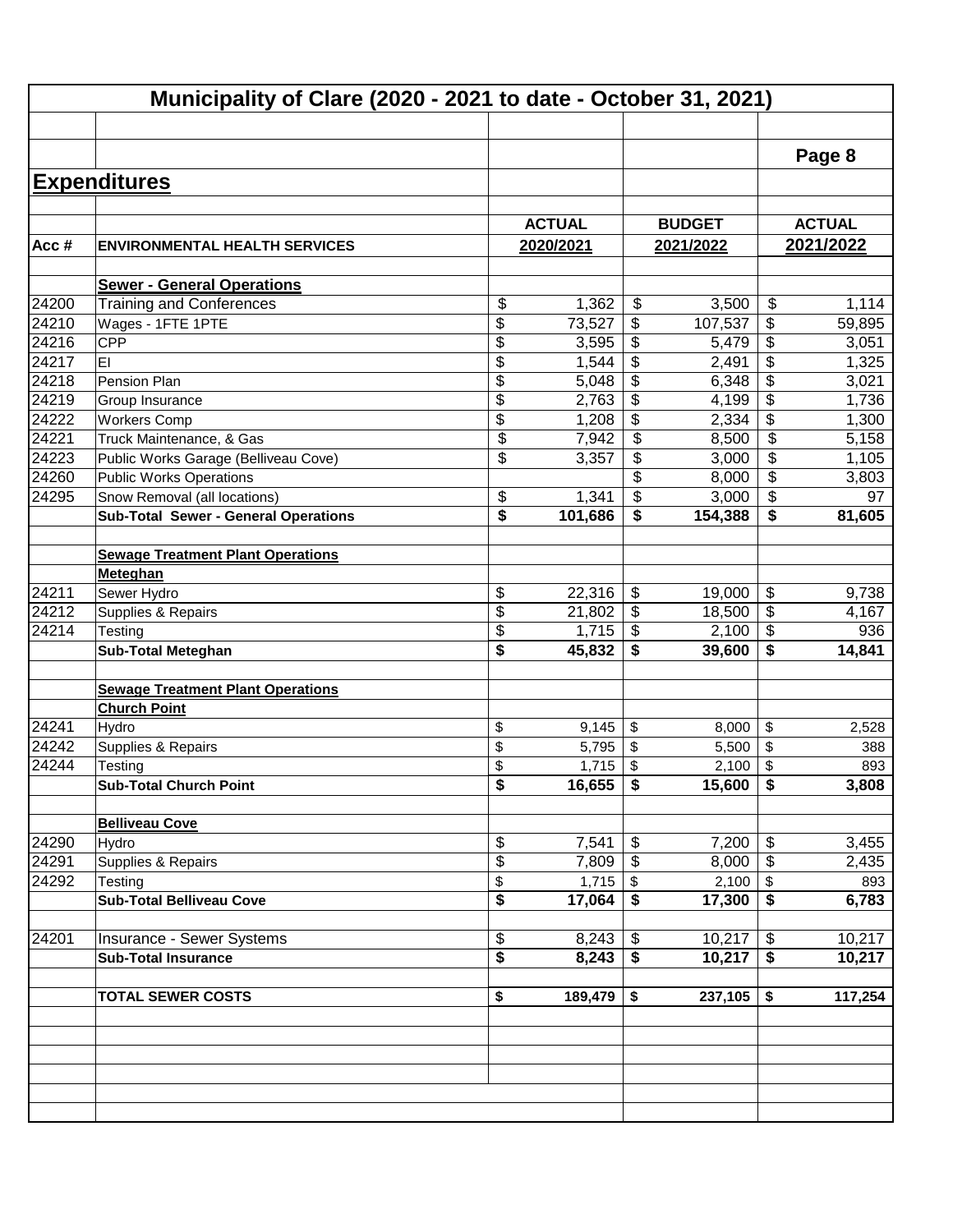# Municipality of Clare (2020 - 2021 to date - October 31, 2021)

Page 8

## Expenditures

| Acc # | ENVIRONMENTAL HEALTH SERVICES | ACTUAL 2020/2021 | BUDGET 2021/2022 | ACTUAL 2021/2022 |
|---|---|---|---|---|
| | **Sewer - General Operations** | | | |
| 24200 | Training and Conferences | $ 1,362 | $ 3,500 | $ 1,114 |
| 24210 | Wages - 1FTE 1PTE | $ 73,527 | $ 107,537 | $ 59,895 |
| 24216 | CPP | $ 3,595 | $ 5,479 | $ 3,051 |
| 24217 | EI | $ 1,544 | $ 2,491 | $ 1,325 |
| 24218 | Pension Plan | $ 5,048 | $ 6,348 | $ 3,021 |
| 24219 | Group Insurance | $ 2,763 | $ 4,199 | $ 1,736 |
| 24222 | Workers Comp | $ 1,208 | $ 2,334 | $ 1,300 |
| 24221 | Truck Maintenance, & Gas | $ 7,942 | $ 8,500 | $ 5,158 |
| 24223 | Public Works Garage (Belliveau Cove) | $ 3,357 | $ 3,000 | $ 1,105 |
| 24260 | Public Works Operations | | $ 8,000 | $ 3,803 |
| 24295 | Snow Removal (all locations) | $ 1,341 | $ 3,000 | $ 97 |
| | **Sub-Total Sewer - General Operations** | **$ 101,686** | **$ 154,388** | **$ 81,605** |
| | **Sewage Treatment Plant Operations** | | | |
| | **Meteghan** | | | |
| 24211 | Sewer Hydro | $ 22,316 | $ 19,000 | $ 9,738 |
| 24212 | Supplies & Repairs | $ 21,802 | $ 18,500 | $ 4,167 |
| 24214 | Testing | $ 1,715 | $ 2,100 | $ 936 |
| | **Sub-Total Meteghan** | **$ 45,832** | **$ 39,600** | **$ 14,841** |
| | **Sewage Treatment Plant Operations** | | | |
| | **Church Point** | | | |
| 24241 | Hydro | $ 9,145 | $ 8,000 | $ 2,528 |
| 24242 | Supplies & Repairs | $ 5,795 | $ 5,500 | $ 388 |
| 24244 | Testing | $ 1,715 | $ 2,100 | $ 893 |
| | **Sub-Total Church Point** | **$ 16,655** | **$ 15,600** | **$ 3,808** |
| | **Belliveau Cove** | | | |
| 24290 | Hydro | $ 7,541 | $ 7,200 | $ 3,455 |
| 24291 | Supplies & Repairs | $ 7,809 | $ 8,000 | $ 2,435 |
| 24292 | Testing | $ 1,715 | $ 2,100 | $ 893 |
| | **Sub-Total Belliveau Cove** | **$ 17,064** | **$ 17,300** | **$ 6,783** |
| 24201 | Insurance - Sewer Systems | $ 8,243 | $ 10,217 | $ 10,217 |
| | **Sub-Total Insurance** | **$ 8,243** | **$ 10,217** | **$ 10,217** |
| | **TOTAL SEWER COSTS** | **$ 189,479** | **$ 237,105** | **$ 117,254** |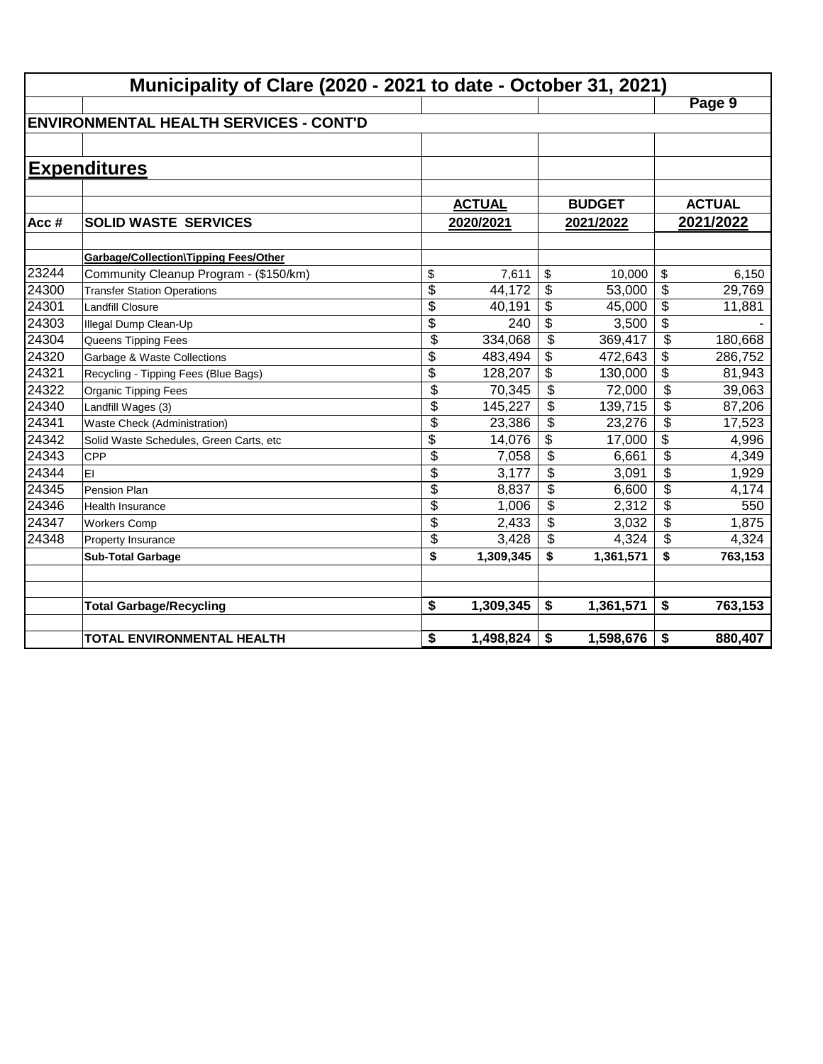# Municipality of Clare (2020 - 2021 to date - October 31, 2021)

## ENVIRONMENTAL HEALTH SERVICES - CONT'D

## Expenditures

| Acc # | SOLID WASTE SERVICES | ACTUAL 2020/2021 | BUDGET 2021/2022 | ACTUAL 2021/2022 |
|---|---|---|---|---|
| | **Garbage/Collection\Tipping Fees/Other** | | | |
| 23244 | Community Cleanup Program - ($150/km) | $ 7,611 | $ 10,000 | $ 6,150 |
| 24300 | Transfer Station Operations | $ 44,172 | $ 53,000 | $ 29,769 |
| 24301 | Landfill Closure | $ 40,191 | $ 45,000 | $ 11,881 |
| 24303 | Illegal Dump Clean-Up | $ 240 | $ 3,500 | $ - |
| 24304 | Queens Tipping Fees | $ 334,068 | $ 369,417 | $ 180,668 |
| 24320 | Garbage & Waste Collections | $ 483,494 | $ 472,643 | $ 286,752 |
| 24321 | Recycling - Tipping Fees (Blue Bags) | $ 128,207 | $ 130,000 | $ 81,943 |
| 24322 | Organic Tipping Fees | $ 70,345 | $ 72,000 | $ 39,063 |
| 24340 | Landfill Wages (3) | $ 145,227 | $ 139,715 | $ 87,206 |
| 24341 | Waste Check (Administration) | $ 23,386 | $ 23,276 | $ 17,523 |
| 24342 | Solid Waste Schedules, Green Carts, etc | $ 14,076 | $ 17,000 | $ 4,996 |
| 24343 | CPP | $ 7,058 | $ 6,661 | $ 4,349 |
| 24344 | EI | $ 3,177 | $ 3,091 | $ 1,929 |
| 24345 | Pension Plan | $ 8,837 | $ 6,600 | $ 4,174 |
| 24346 | Health Insurance | $ 1,006 | $ 2,312 | $ 550 |
| 24347 | Workers Comp | $ 2,433 | $ 3,032 | $ 1,875 |
| 24348 | Property Insurance | $ 3,428 | $ 4,324 | $ 4,324 |
| | **Sub-Total Garbage** | **$ 1,309,345** | **$ 1,361,571** | **$ 763,153** |
| | | | | |
| | **Total Garbage/Recycling** | **$ 1,309,345** | **$ 1,361,571** | **$ 763,153** |
| | | | | |
| | **TOTAL ENVIRONMENTAL HEALTH** | **$ 1,498,824** | **$ 1,598,676** | **$ 880,407** |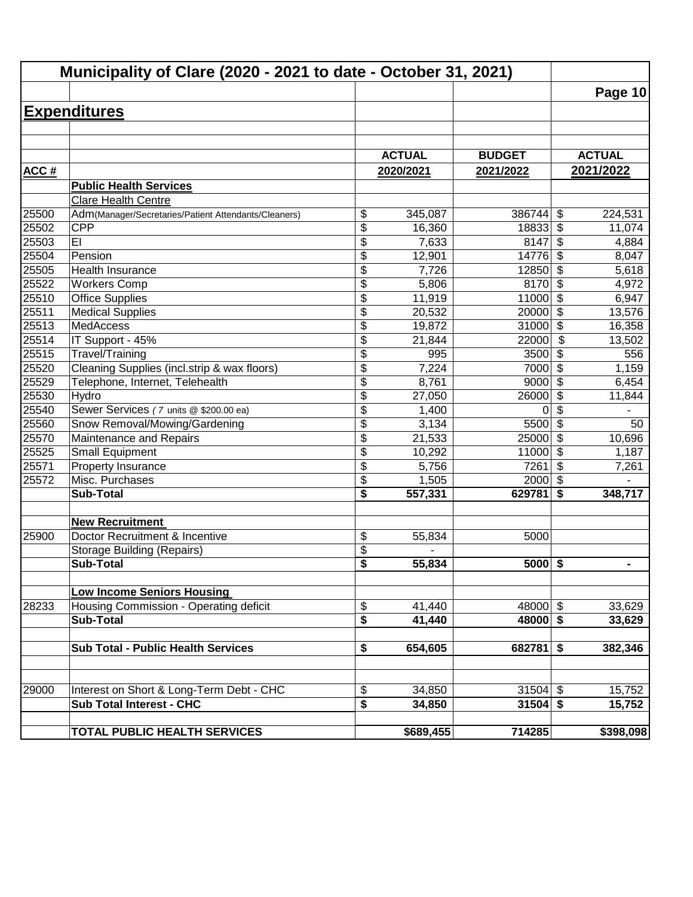# Municipality of Clare (2020 - 2021 to date - October 31, 2021)

Page 10

## Expenditures

| ACC # | | ACTUAL 2020/2021 | BUDGET 2021/2022 | ACTUAL 2021/2022 |
|---|---|---|---|---|
| | **Public Health Services** | | | |
| | Clare Health Centre | | | |
| 25500 | Adm(Manager/Secretaries/Patient Attendants/Cleaners) | $ 345,087 | 386744 | $ 224,531 |
| 25502 | CPP | $ 16,360 | 18833 | $ 11,074 |
| 25503 | EI | $ 7,633 | 8147 | $ 4,884 |
| 25504 | Pension | $ 12,901 | 14776 | $ 8,047 |
| 25505 | Health Insurance | $ 7,726 | 12850 | $ 5,618 |
| 25522 | Workers Comp | $ 5,806 | 8170 | $ 4,972 |
| 25510 | Office Supplies | $ 11,919 | 11000 | $ 6,947 |
| 25511 | Medical Supplies | $ 20,532 | 20000 | $ 13,576 |
| 25513 | MedAccess | $ 19,872 | 31000 | $ 16,358 |
| 25514 | IT Support - 45% | $ 21,844 | 22000 | $ 13,502 |
| 25515 | Travel/Training | $ 995 | 3500 | $ 556 |
| 25520 | Cleaning Supplies (incl.strip & wax floors) | $ 7,224 | 7000 | $ 1,159 |
| 25529 | Telephone, Internet, Telehealth | $ 8,761 | 9000 | $ 6,454 |
| 25530 | Hydro | $ 27,050 | 26000 | $ 11,844 |
| 25540 | Sewer Services ( *7* units @ $200.00 ea) | $ 1,400 | 0 | $ - |
| 25560 | Snow Removal/Mowing/Gardening | $ 3,134 | 5500 | $ 50 |
| 25570 | Maintenance and Repairs | $ 21,533 | 25000 | $ 10,696 |
| 25525 | Small Equipment | $ 10,292 | 11000 | $ 1,187 |
| 25571 | Property Insurance | $ 5,756 | 7261 | $ 7,261 |
| 25572 | Misc. Purchases | $ 1,505 | 2000 | $ - |
| | **Sub-Total** | **$ 557,331** | **629781** | **$ 348,717** |
| | | | | |
| | **New Recruitment** | | | |
| 25900 | Doctor Recruitment & Incentive | $ 55,834 | 5000 | |
| | Storage Building (Repairs) | $ - | | |
| | **Sub-Total** | **$ 55,834** | **5000** | **$ -** |
| | | | | |
| | **Low Income Seniors Housing** | | | |
| 28233 | Housing Commission - Operating deficit | $ 41,440 | 48000 | $ 33,629 |
| | **Sub-Total** | **$ 41,440** | **48000** | **$ 33,629** |
| | | | | |
| | **Sub Total - Public Health Services** | **$ 654,605** | **682781** | **$ 382,346** |
| | | | | |
| 29000 | Interest on Short & Long-Term Debt - CHC | $ 34,850 | 31504 | $ 15,752 |
| | **Sub Total Interest - CHC** | **$ 34,850** | **31504** | **$ 15,752** |
| | | | | |
| | **TOTAL PUBLIC HEALTH SERVICES** | **$689,455** | **714285** | **$398,098** |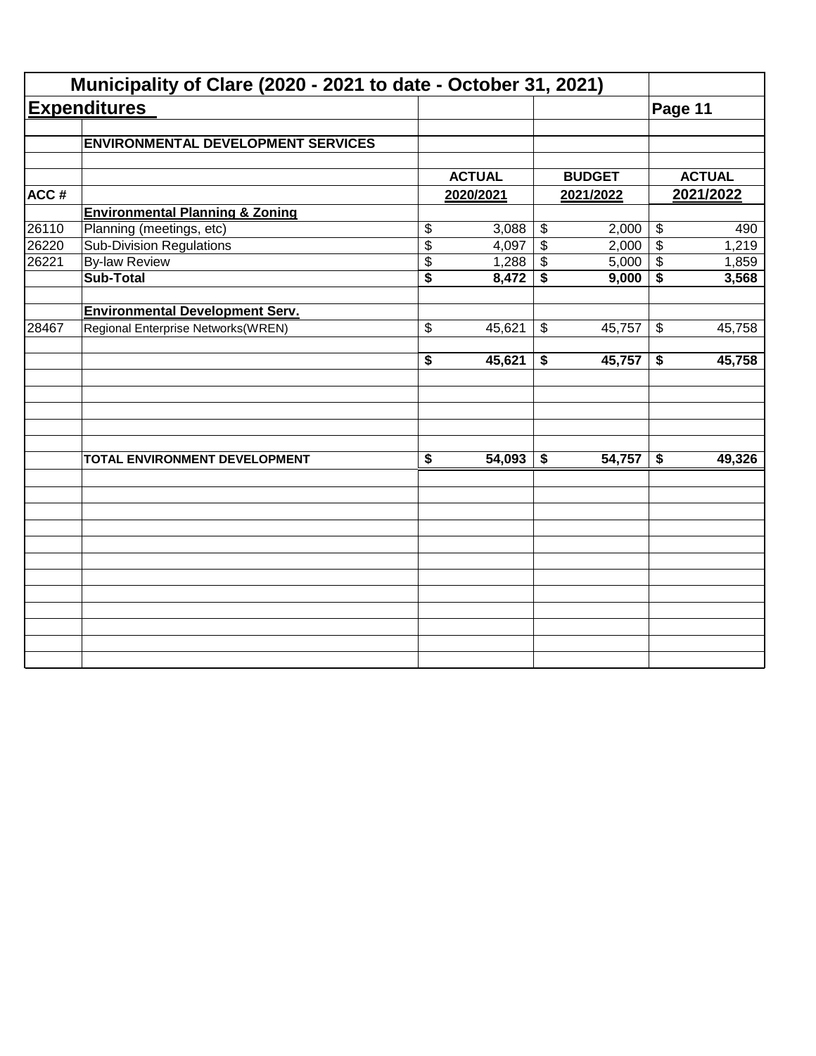# Municipality of Clare (2020 - 2021 to date - October 31, 2021)

## Expenditures

Page 11

| ACC # | ENVIRONMENTAL DEVELOPMENT SERVICES | ACTUAL 2020/2021 | BUDGET 2021/2022 | ACTUAL 2021/2022 |
|---|---|---|---|---|
| | **Environmental Planning & Zoning** | | | |
| 26110 | Planning (meetings, etc) | $ 3,088 | $ 2,000 | $ 490 |
| 26220 | Sub-Division Regulations | $ 4,097 | $ 2,000 | $ 1,219 |
| 26221 | By-law Review | $ 1,288 | $ 5,000 | $ 1,859 |
| | **Sub-Total** | **$ 8,472** | **$ 9,000** | **$ 3,568** |
| | | | | |
| | **Environmental Development Serv.** | | | |
| 28467 | Regional Enterprise Networks(WREN) | $ 45,621 | $ 45,757 | $ 45,758 |
| | | | | |
| | | **$ 45,621** | **$ 45,757** | **$ 45,758** |
| | | | | |
| | **TOTAL ENVIRONMENT DEVELOPMENT** | **$ 54,093** | **$ 54,757** | **$ 49,326** |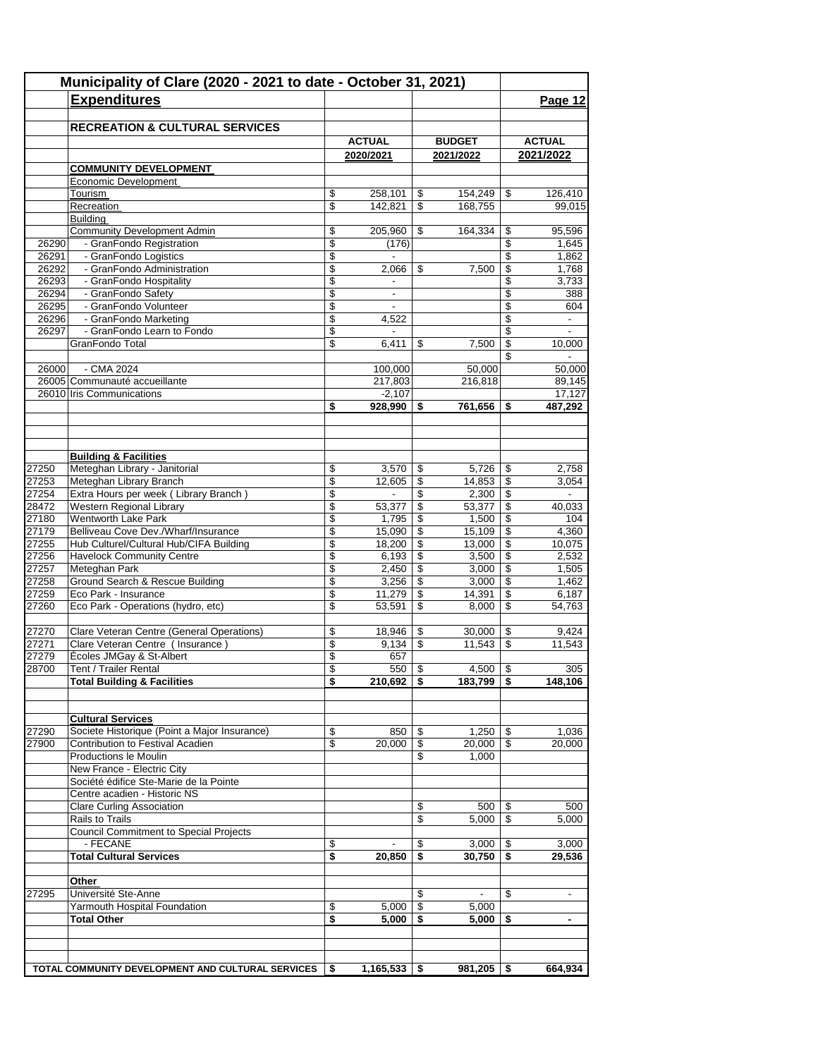# Municipality of Clare (2020 - 2021 to date - October 31, 2021)

## Expenditures

Page 12

### RECREATION & CULTURAL SERVICES

| | | ACTUAL 2020/2021 | BUDGET 2021/2022 | ACTUAL 2021/2022 |
|---|---|---|---|---|
| | **COMMUNITY DEVELOPMENT** | | | |
| | Economic Development | | | |
| | Tourism | $ 258,101 | $ 154,249 | $ 126,410 |
| | Recreation | $ 142,821 | $ 168,755 | 99,015 |
| | Building | | | |
| | Community Development Admin | $ 205,960 | $ 164,334 | $ 95,596 |
| 26290 | - GranFondo Registration | $ (176) | | $ 1,645 |
| 26291 | - GranFondo Logistics | $ - | | $ 1,862 |
| 26292 | - GranFondo Administration | $ 2,066 | $ 7,500 | $ 1,768 |
| 26293 | - GranFondo Hospitality | $ - | | $ 3,733 |
| 26294 | - GranFondo Safety | $ - | | $ 388 |
| 26295 | - GranFondo Volunteer | $ - | | $ 604 |
| 26296 | - GranFondo Marketing | $ 4,522 | | $ - |
| 26297 | - GranFondo Learn to Fondo | $ - | | $ - |
| | GranFondo Total | $ 6,411 | $ 7,500 | $ 10,000 |
| | | | | $ - |
| 26000 | - CMA 2024 | 100,000 | 50,000 | 50,000 |
| 26005 | Communauté accueillante | 217,803 | 216,818 | 89,145 |
| 26010 | Iris Communications | -2,107 | | 17,127 |
| | | **$ 928,990** | **$ 761,656** | **$ 487,292** |
| | | | | |
| | **Building & Facilities** | | | |
| 27250 | Meteghan Library - Janitorial | $ 3,570 | $ 5,726 | $ 2,758 |
| 27253 | Meteghan Library Branch | $ 12,605 | $ 14,853 | $ 3,054 |
| 27254 | Extra Hours per week ( Library Branch ) | $ - | $ 2,300 | $ - |
| 28472 | Western Regional Library | $ 53,377 | $ 53,377 | $ 40,033 |
| 27180 | Wentworth Lake Park | $ 1,795 | $ 1,500 | $ 104 |
| 27179 | Belliveau Cove Dev./Wharf/Insurance | $ 15,090 | $ 15,109 | $ 4,360 |
| 27255 | Hub Culturel/Cultural Hub/CIFA Building | $ 18,200 | $ 13,000 | $ 10,075 |
| 27256 | Havelock Community Centre | $ 6,193 | $ 3,500 | $ 2,532 |
| 27257 | Meteghan Park | $ 2,450 | $ 3,000 | $ 1,505 |
| 27258 | Ground Search & Rescue Building | $ 3,256 | $ 3,000 | $ 1,462 |
| 27259 | Eco Park - Insurance | $ 11,279 | $ 14,391 | $ 6,187 |
| 27260 | Eco Park - Operations (hydro, etc) | $ 53,591 | $ 8,000 | $ 54,763 |
| | | | | |
| 27270 | Clare Veteran Centre (General Operations) | $ 18,946 | $ 30,000 | $ 9,424 |
| 27271 | Clare Veteran Centre ( Insurance ) | $ 9,134 | $ 11,543 | $ 11,543 |
| 27279 | Écoles JMGay & St-Albert | $ 657 | | |
| 28700 | Tent / Trailer Rental | $ 550 | $ 4,500 | $ 305 |
| | **Total Building & Facilities** | **$ 210,692** | **$ 183,799** | **$ 148,106** |
| | | | | |
| | **Cultural Services** | | | |
| 27290 | Societe Historique (Point a Major Insurance) | $ 850 | $ 1,250 | $ 1,036 |
| 27900 | Contribution to Festival Acadien | $ 20,000 | $ 20,000 | $ 20,000 |
| | Productions le Moulin | | $ 1,000 | |
| | New France - Electric City | | | |
| | Société édifice Ste-Marie de la Pointe | | | |
| | Centre acadien - Historic NS | | | |
| | Clare Curling Association | | $ 500 | $ 500 |
| | Rails to Trails | | $ 5,000 | $ 5,000 |
| | Council Commitment to Special Projects | | | |
| | - FECANE | $ - | $ 3,000 | $ 3,000 |
| | **Total Cultural Services** | **$ 20,850** | **$ 30,750** | **$ 29,536** |
| | | | | |
| | **Other** | | | |
| 27295 | Université Ste-Anne | | $ - | $ - |
| | Yarmouth Hospital Foundation | $ 5,000 | $ 5,000 | |
| | **Total Other** | **$ 5,000** | **$ 5,000** | **$ -** |
| | | | | |
| | **TOTAL COMMUNITY DEVELOPMENT AND CULTURAL SERVICES** | **$ 1,165,533** | **$ 981,205** | **$ 664,934** |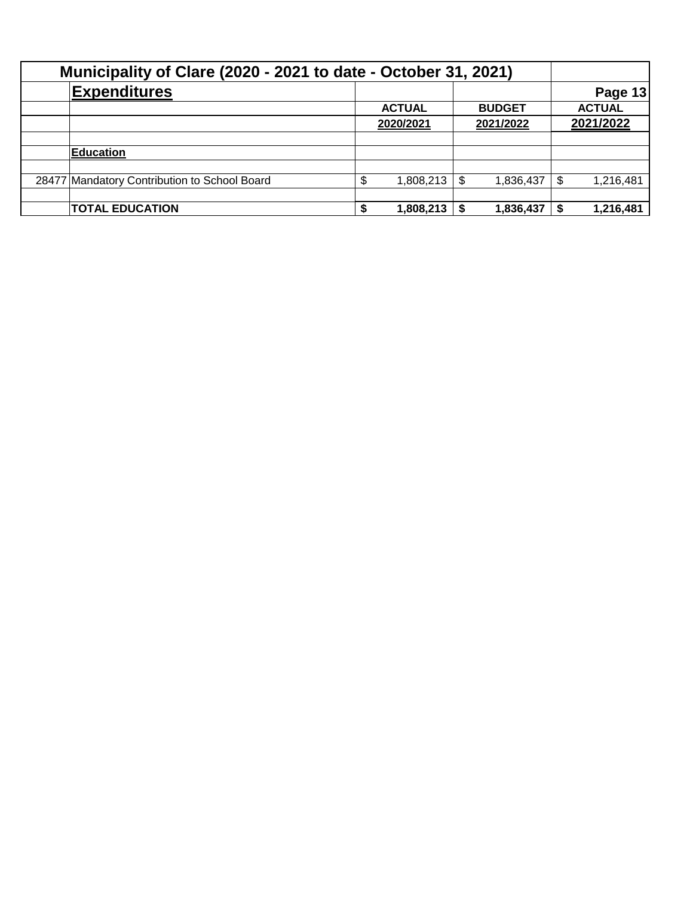## Municipality of Clare (2020 - 2021 to date - October 31, 2021)

| | **Expenditures** | | | Page 13 |
|---|---|---|---|---|
| | | **ACTUAL** | **BUDGET** | **ACTUAL** |
| | | **2020/2021** | **2021/2022** | **2021/2022** |
| | | | | |
| | **Education** | | | |
| | | | | |
| 28477 | Mandatory Contribution to School Board | $ 1,808,213 | $ 1,836,437 | $ 1,216,481 |
| | | | | |
| | **TOTAL EDUCATION** | **$ 1,808,213** | **$ 1,836,437** | **$ 1,216,481** |